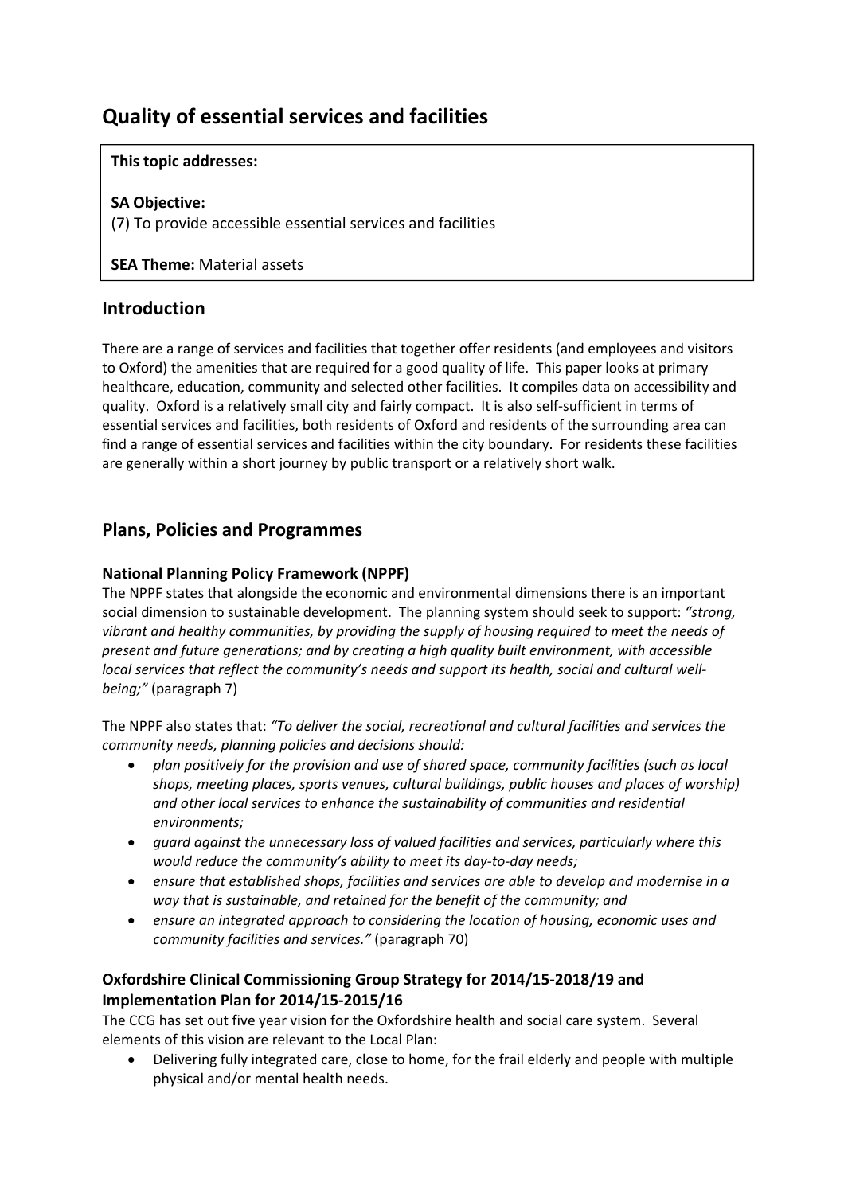# Quality of essential services and facilities

**This topic addresses:**

**SA Objective:**
(7) To provide accessible essential services and facilities

**SEA Theme:** Material assets

## Introduction

There are a range of services and facilities that together offer residents (and employees and visitors to Oxford) the amenities that are required for a good quality of life. This paper looks at primary healthcare, education, community and selected other facilities. It compiles data on accessibility and quality. Oxford is a relatively small city and fairly compact. It is also self-sufficient in terms of essential services and facilities, both residents of Oxford and residents of the surrounding area can find a range of essential services and facilities within the city boundary. For residents these facilities are generally within a short journey by public transport or a relatively short walk.

## Plans, Policies and Programmes

### National Planning Policy Framework (NPPF)

The NPPF states that alongside the economic and environmental dimensions there is an important social dimension to sustainable development. The planning system should seek to support: *"strong, vibrant and healthy communities, by providing the supply of housing required to meet the needs of present and future generations; and by creating a high quality built environment, with accessible local services that reflect the community's needs and support its health, social and cultural well-being;"* (paragraph 7)

The NPPF also states that: *"To deliver the social, recreational and cultural facilities and services the community needs, planning policies and decisions should:*

- *plan positively for the provision and use of shared space, community facilities (such as local shops, meeting places, sports venues, cultural buildings, public houses and places of worship) and other local services to enhance the sustainability of communities and residential environments;*
- *guard against the unnecessary loss of valued facilities and services, particularly where this would reduce the community's ability to meet its day-to-day needs;*
- *ensure that established shops, facilities and services are able to develop and modernise in a way that is sustainable, and retained for the benefit of the community; and*
- *ensure an integrated approach to considering the location of housing, economic uses and community facilities and services."* (paragraph 70)

### Oxfordshire Clinical Commissioning Group Strategy for 2014/15-2018/19 and Implementation Plan for 2014/15-2015/16

The CCG has set out five year vision for the Oxfordshire health and social care system. Several elements of this vision are relevant to the Local Plan:

- Delivering fully integrated care, close to home, for the frail elderly and people with multiple physical and/or mental health needs.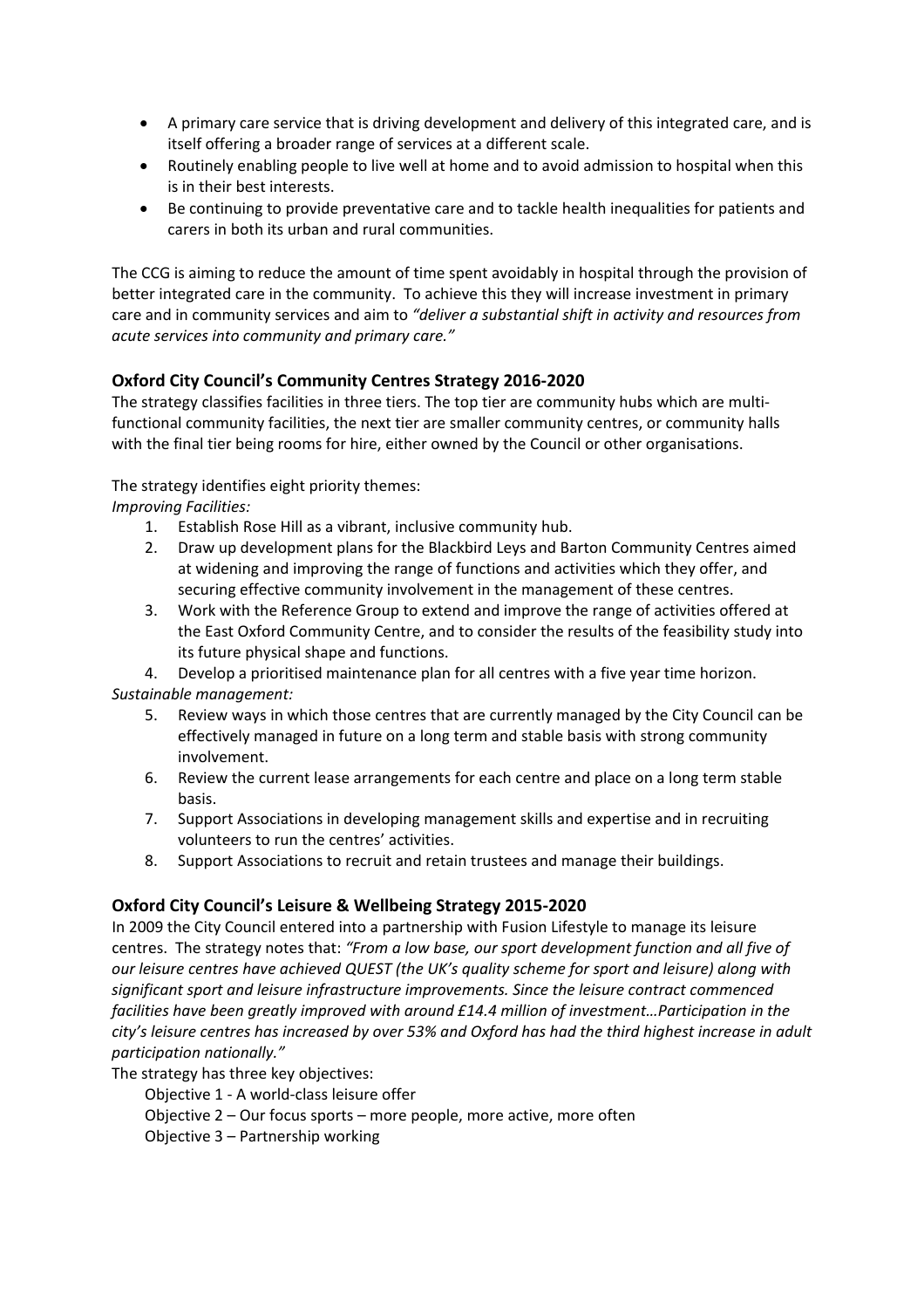- A primary care service that is driving development and delivery of this integrated care, and is itself offering a broader range of services at a different scale.
- Routinely enabling people to live well at home and to avoid admission to hospital when this is in their best interests.
- Be continuing to provide preventative care and to tackle health inequalities for patients and carers in both its urban and rural communities.

The CCG is aiming to reduce the amount of time spent avoidably in hospital through the provision of better integrated care in the community. To achieve this they will increase investment in primary care and in community services and aim to *"deliver a substantial shift in activity and resources from acute services into community and primary care."*

### Oxford City Council's Community Centres Strategy 2016-2020

The strategy classifies facilities in three tiers. The top tier are community hubs which are multi-functional community facilities, the next tier are smaller community centres, or community halls with the final tier being rooms for hire, either owned by the Council or other organisations.

The strategy identifies eight priority themes:

*Improving Facilities:*

1. Establish Rose Hill as a vibrant, inclusive community hub.
2. Draw up development plans for the Blackbird Leys and Barton Community Centres aimed at widening and improving the range of functions and activities which they offer, and securing effective community involvement in the management of these centres.
3. Work with the Reference Group to extend and improve the range of activities offered at the East Oxford Community Centre, and to consider the results of the feasibility study into its future physical shape and functions.
4. Develop a prioritised maintenance plan for all centres with a five year time horizon.

*Sustainable management:*

5. Review ways in which those centres that are currently managed by the City Council can be effectively managed in future on a long term and stable basis with strong community involvement.
6. Review the current lease arrangements for each centre and place on a long term stable basis.
7. Support Associations in developing management skills and expertise and in recruiting volunteers to run the centres' activities.
8. Support Associations to recruit and retain trustees and manage their buildings.

### Oxford City Council's Leisure & Wellbeing Strategy 2015-2020

In 2009 the City Council entered into a partnership with Fusion Lifestyle to manage its leisure centres. The strategy notes that: *"From a low base, our sport development function and all five of our leisure centres have achieved QUEST (the UK's quality scheme for sport and leisure) along with significant sport and leisure infrastructure improvements. Since the leisure contract commenced facilities have been greatly improved with around £14.4 million of investment…Participation in the city's leisure centres has increased by over 53% and Oxford has had the third highest increase in adult participation nationally."*

The strategy has three key objectives:

Objective 1 - A world-class leisure offer

Objective 2 – Our focus sports – more people, more active, more often

Objective 3 – Partnership working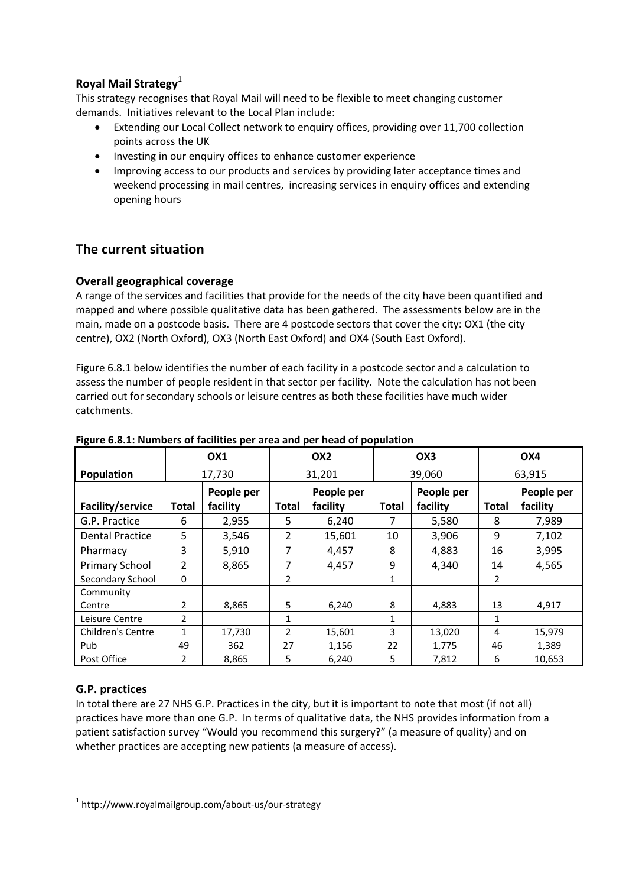### Royal Mail Strategy[1]

This strategy recognises that Royal Mail will need to be flexible to meet changing customer demands. Initiatives relevant to the Local Plan include:

- Extending our Local Collect network to enquiry offices, providing over 11,700 collection points across the UK
- Investing in our enquiry offices to enhance customer experience
- Improving access to our products and services by providing later acceptance times and weekend processing in mail centres, increasing services in enquiry offices and extending opening hours

## The current situation

### Overall geographical coverage

A range of the services and facilities that provide for the needs of the city have been quantified and mapped and where possible qualitative data has been gathered. The assessments below are in the main, made on a postcode basis. There are 4 postcode sectors that cover the city: OX1 (the city centre), OX2 (North Oxford), OX3 (North East Oxford) and OX4 (South East Oxford).

Figure 6.8.1 below identifies the number of each facility in a postcode sector and a calculation to assess the number of people resident in that sector per facility. Note the calculation has not been carried out for secondary schools or leisure centres as both these facilities have much wider catchments.

**Figure 6.8.1: Numbers of facilities per area and per head of population**

| | OX1 | | OX2 | | OX3 | | OX4 | |
|---|---|---|---|---|---|---|---|---|
| **Population** | 17,730 | | 31,201 | | 39,060 | | 63,915 | |
| **Facility/service** | **Total** | **People per facility** | **Total** | **People per facility** | **Total** | **People per facility** | **Total** | **People per facility** |
| G.P. Practice | 6 | 2,955 | 5 | 6,240 | 7 | 5,580 | 8 | 7,989 |
| Dental Practice | 5 | 3,546 | 2 | 15,601 | 10 | 3,906 | 9 | 7,102 |
| Pharmacy | 3 | 5,910 | 7 | 4,457 | 8 | 4,883 | 16 | 3,995 |
| Primary School | 2 | 8,865 | 7 | 4,457 | 9 | 4,340 | 14 | 4,565 |
| Secondary School | 0 | | 2 | | 1 | | 2 | |
| Community Centre | 2 | 8,865 | 5 | 6,240 | 8 | 4,883 | 13 | 4,917 |
| Leisure Centre | 2 | | 1 | | 1 | | 1 | |
| Children's Centre | 1 | 17,730 | 2 | 15,601 | 3 | 13,020 | 4 | 15,979 |
| Pub | 49 | 362 | 27 | 1,156 | 22 | 1,775 | 46 | 1,389 |
| Post Office | 2 | 8,865 | 5 | 6,240 | 5 | 7,812 | 6 | 10,653 |

### G.P. practices

In total there are 27 NHS G.P. Practices in the city, but it is important to note that most (if not all) practices have more than one G.P. In terms of qualitative data, the NHS provides information from a patient satisfaction survey "Would you recommend this surgery?" (a measure of quality) and on whether practices are accepting new patients (a measure of access).

[1] http://www.royalmailgroup.com/about-us/our-strategy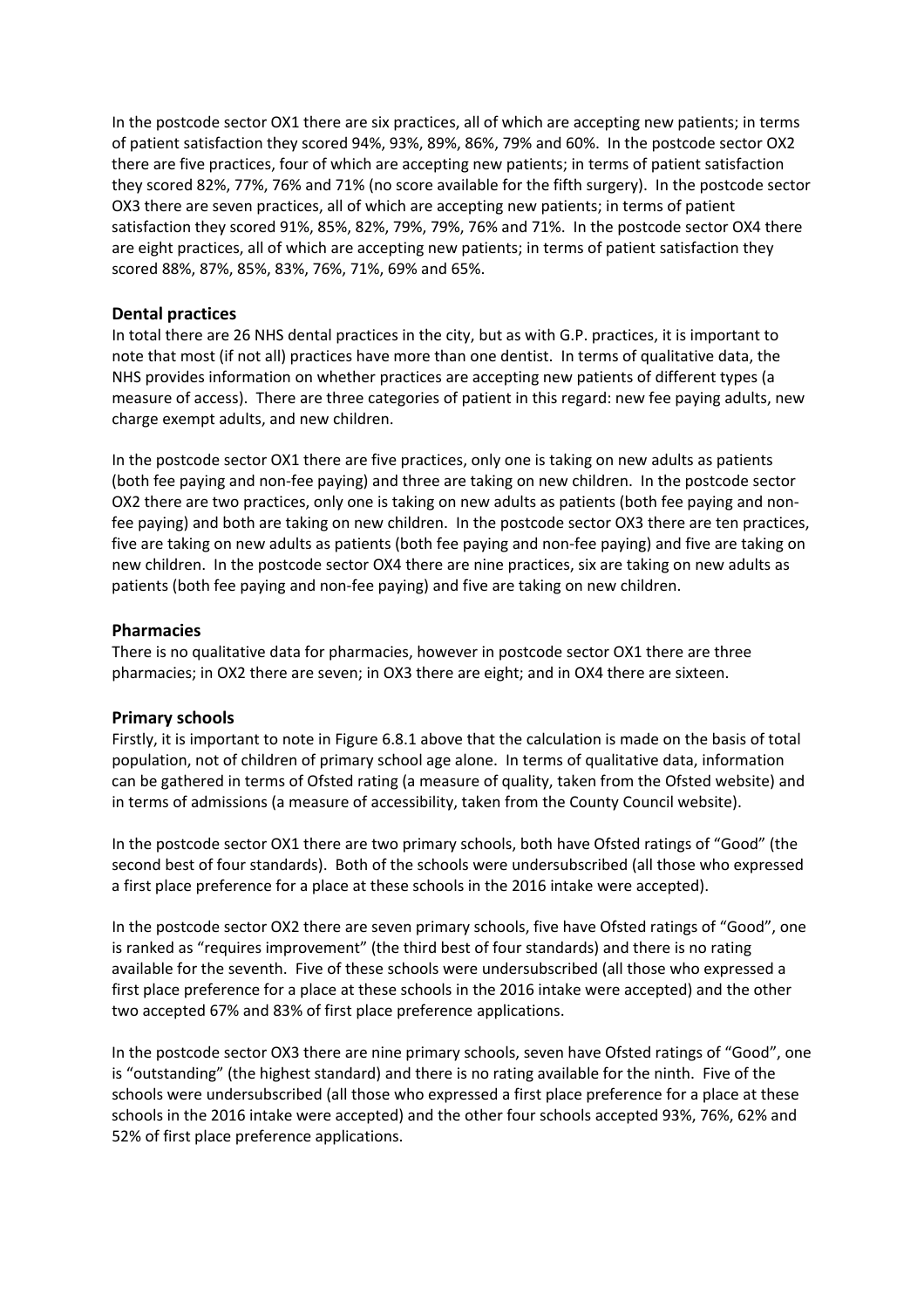In the postcode sector OX1 there are six practices, all of which are accepting new patients; in terms of patient satisfaction they scored 94%, 93%, 89%, 86%, 79% and 60%. In the postcode sector OX2 there are five practices, four of which are accepting new patients; in terms of patient satisfaction they scored 82%, 77%, 76% and 71% (no score available for the fifth surgery). In the postcode sector OX3 there are seven practices, all of which are accepting new patients; in terms of patient satisfaction they scored 91%, 85%, 82%, 79%, 79%, 76% and 71%. In the postcode sector OX4 there are eight practices, all of which are accepting new patients; in terms of patient satisfaction they scored 88%, 87%, 85%, 83%, 76%, 71%, 69% and 65%.

### Dental practices

In total there are 26 NHS dental practices in the city, but as with G.P. practices, it is important to note that most (if not all) practices have more than one dentist. In terms of qualitative data, the NHS provides information on whether practices are accepting new patients of different types (a measure of access). There are three categories of patient in this regard: new fee paying adults, new charge exempt adults, and new children.

In the postcode sector OX1 there are five practices, only one is taking on new adults as patients (both fee paying and non-fee paying) and three are taking on new children. In the postcode sector OX2 there are two practices, only one is taking on new adults as patients (both fee paying and non-fee paying) and both are taking on new children. In the postcode sector OX3 there are ten practices, five are taking on new adults as patients (both fee paying and non-fee paying) and five are taking on new children. In the postcode sector OX4 there are nine practices, six are taking on new adults as patients (both fee paying and non-fee paying) and five are taking on new children.

### Pharmacies

There is no qualitative data for pharmacies, however in postcode sector OX1 there are three pharmacies; in OX2 there are seven; in OX3 there are eight; and in OX4 there are sixteen.

### Primary schools

Firstly, it is important to note in Figure 6.8.1 above that the calculation is made on the basis of total population, not of children of primary school age alone. In terms of qualitative data, information can be gathered in terms of Ofsted rating (a measure of quality, taken from the Ofsted website) and in terms of admissions (a measure of accessibility, taken from the County Council website).

In the postcode sector OX1 there are two primary schools, both have Ofsted ratings of "Good" (the second best of four standards). Both of the schools were undersubscribed (all those who expressed a first place preference for a place at these schools in the 2016 intake were accepted).

In the postcode sector OX2 there are seven primary schools, five have Ofsted ratings of "Good", one is ranked as "requires improvement" (the third best of four standards) and there is no rating available for the seventh. Five of these schools were undersubscribed (all those who expressed a first place preference for a place at these schools in the 2016 intake were accepted) and the other two accepted 67% and 83% of first place preference applications.

In the postcode sector OX3 there are nine primary schools, seven have Ofsted ratings of "Good", one is "outstanding" (the highest standard) and there is no rating available for the ninth. Five of the schools were undersubscribed (all those who expressed a first place preference for a place at these schools in the 2016 intake were accepted) and the other four schools accepted 93%, 76%, 62% and 52% of first place preference applications.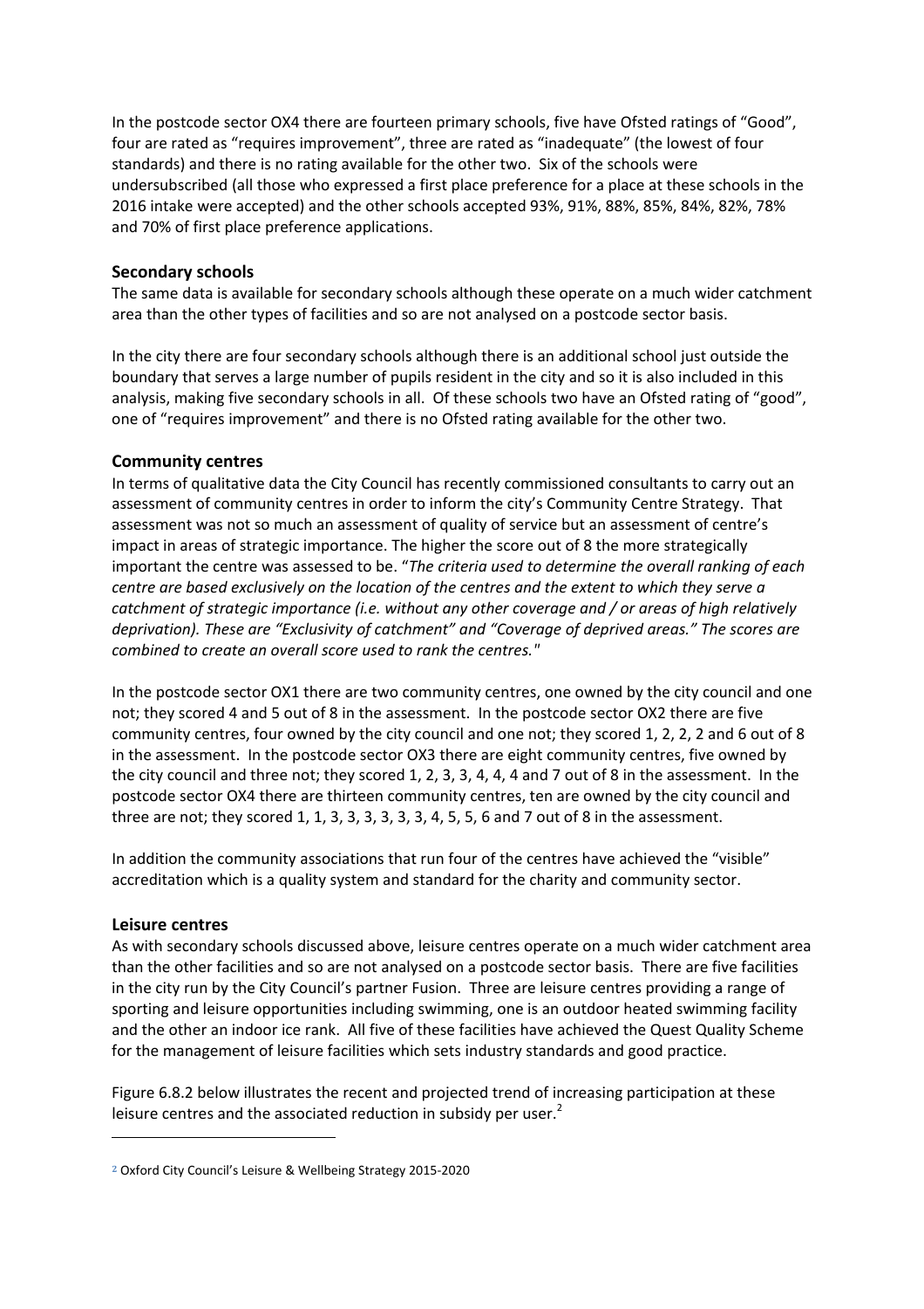In the postcode sector OX4 there are fourteen primary schools, five have Ofsted ratings of "Good", four are rated as "requires improvement", three are rated as "inadequate" (the lowest of four standards) and there is no rating available for the other two. Six of the schools were undersubscribed (all those who expressed a first place preference for a place at these schools in the 2016 intake were accepted) and the other schools accepted 93%, 91%, 88%, 85%, 84%, 82%, 78% and 70% of first place preference applications.

### Secondary schools

The same data is available for secondary schools although these operate on a much wider catchment area than the other types of facilities and so are not analysed on a postcode sector basis.

In the city there are four secondary schools although there is an additional school just outside the boundary that serves a large number of pupils resident in the city and so it is also included in this analysis, making five secondary schools in all. Of these schools two have an Ofsted rating of "good", one of "requires improvement" and there is no Ofsted rating available for the other two.

### Community centres

In terms of qualitative data the City Council has recently commissioned consultants to carry out an assessment of community centres in order to inform the city's Community Centre Strategy. That assessment was not so much an assessment of quality of service but an assessment of centre's impact in areas of strategic importance. The higher the score out of 8 the more strategically important the centre was assessed to be. "*The criteria used to determine the overall ranking of each centre are based exclusively on the location of the centres and the extent to which they serve a catchment of strategic importance (i.e. without any other coverage and / or areas of high relatively deprivation). These are "Exclusivity of catchment" and "Coverage of deprived areas." The scores are combined to create an overall score used to rank the centres.*"

In the postcode sector OX1 there are two community centres, one owned by the city council and one not; they scored 4 and 5 out of 8 in the assessment. In the postcode sector OX2 there are five community centres, four owned by the city council and one not; they scored 1, 2, 2, 2 and 6 out of 8 in the assessment. In the postcode sector OX3 there are eight community centres, five owned by the city council and three not; they scored 1, 2, 3, 3, 4, 4, 4 and 7 out of 8 in the assessment. In the postcode sector OX4 there are thirteen community centres, ten are owned by the city council and three are not; they scored 1, 1, 3, 3, 3, 3, 3, 3, 4, 5, 5, 6 and 7 out of 8 in the assessment.

In addition the community associations that run four of the centres have achieved the "visible" accreditation which is a quality system and standard for the charity and community sector.

### Leisure centres

As with secondary schools discussed above, leisure centres operate on a much wider catchment area than the other facilities and so are not analysed on a postcode sector basis. There are five facilities in the city run by the City Council's partner Fusion. Three are leisure centres providing a range of sporting and leisure opportunities including swimming, one is an outdoor heated swimming facility and the other an indoor ice rank. All five of these facilities have achieved the Quest Quality Scheme for the management of leisure facilities which sets industry standards and good practice.

Figure 6.8.2 below illustrates the recent and projected trend of increasing participation at these leisure centres and the associated reduction in subsidy per user.[2]

---

[2] Oxford City Council's Leisure & Wellbeing Strategy 2015-2020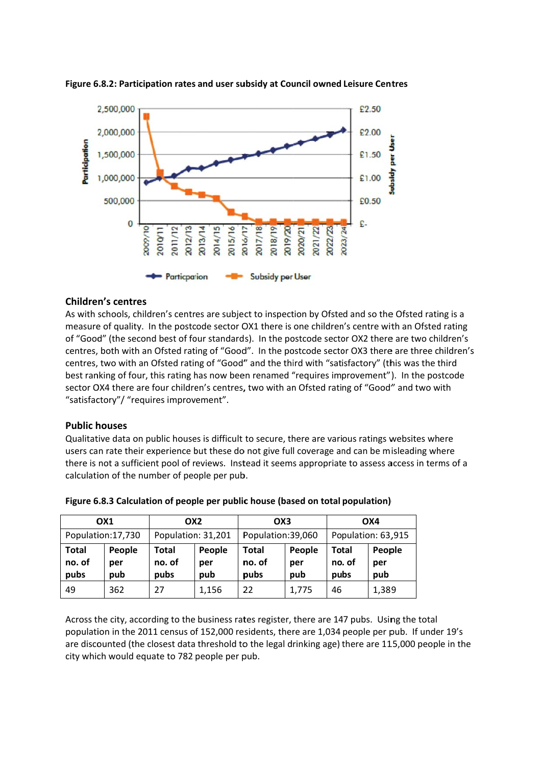**Figure 6.8.2: Participation rates and user subsidy at Council owned Leisure Centres**

## Children's centres

As with schools, children's centres are subject to inspection by Ofsted and so the Ofsted rating is a measure of quality. In the postcode sector OX1 there is one children's centre with an Ofsted rating of "Good" (the second best of four standards). In the postcode sector OX2 there are two children's centres, both with an Ofsted rating of "Good". In the postcode sector OX3 there are three children's centres, two with an Ofsted rating of "Good" and the third with "satisfactory" (this was the third best ranking of four, this rating has now been renamed "requires improvement"). In the postcode sector OX4 there are four children's centres, two with an Ofsted rating of "Good" and two with "satisfactory"/ "requires improvement".

## Public houses

Qualitative data on public houses is difficult to secure, there are various ratings websites where users can rate their experience but these do not give full coverage and can be misleading where there is not a sufficient pool of reviews. Instead it seems appropriate to assess access in terms of a calculation of the number of people per pub.

**Figure 6.8.3 Calculation of people per public house (based on total population)**

| OX1 | | OX2 | | OX3 | | OX4 | |
|---|---|---|---|---|---|---|---|
| Population:17,730 | | Population: 31,201 | | Population:39,060 | | Population: 63,915 | |
| **Total no. of pubs** | **People per pub** | **Total no. of pubs** | **People per pub** | **Total no. of pubs** | **People per pub** | **Total no. of pubs** | **People per pub** |
| 49 | 362 | 27 | 1,156 | 22 | 1,775 | 46 | 1,389 |

Across the city, according to the business rates register, there are 147 pubs. Using the total population in the 2011 census of 152,000 residents, there are 1,034 people per pub. If under 19's are discounted (the closest data threshold to the legal drinking age) there are 115,000 people in the city which would equate to 782 people per pub.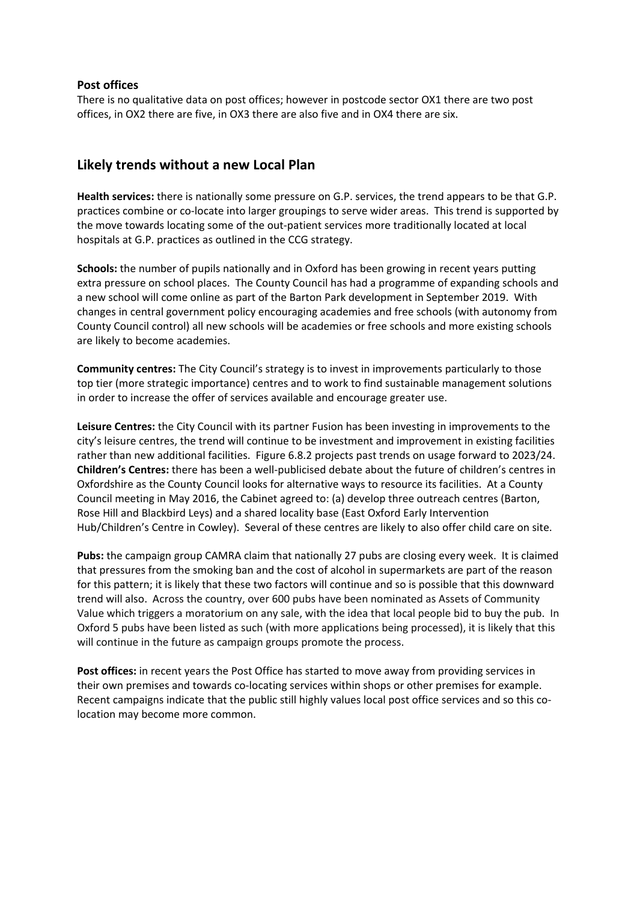### Post offices

There is no qualitative data on post offices; however in postcode sector OX1 there are two post offices, in OX2 there are five, in OX3 there are also five and in OX4 there are six.

## Likely trends without a new Local Plan

**Health services:** there is nationally some pressure on G.P. services, the trend appears to be that G.P. practices combine or co-locate into larger groupings to serve wider areas. This trend is supported by the move towards locating some of the out-patient services more traditionally located at local hospitals at G.P. practices as outlined in the CCG strategy.

**Schools:** the number of pupils nationally and in Oxford has been growing in recent years putting extra pressure on school places. The County Council has had a programme of expanding schools and a new school will come online as part of the Barton Park development in September 2019. With changes in central government policy encouraging academies and free schools (with autonomy from County Council control) all new schools will be academies or free schools and more existing schools are likely to become academies.

**Community centres:** The City Council's strategy is to invest in improvements particularly to those top tier (more strategic importance) centres and to work to find sustainable management solutions in order to increase the offer of services available and encourage greater use.

**Leisure Centres:** the City Council with its partner Fusion has been investing in improvements to the city's leisure centres, the trend will continue to be investment and improvement in existing facilities rather than new additional facilities. Figure 6.8.2 projects past trends on usage forward to 2023/24.

**Children's Centres:** there has been a well-publicised debate about the future of children's centres in Oxfordshire as the County Council looks for alternative ways to resource its facilities. At a County Council meeting in May 2016, the Cabinet agreed to: (a) develop three outreach centres (Barton, Rose Hill and Blackbird Leys) and a shared locality base (East Oxford Early Intervention Hub/Children's Centre in Cowley). Several of these centres are likely to also offer child care on site.

**Pubs:** the campaign group CAMRA claim that nationally 27 pubs are closing every week. It is claimed that pressures from the smoking ban and the cost of alcohol in supermarkets are part of the reason for this pattern; it is likely that these two factors will continue and so is possible that this downward trend will also. Across the country, over 600 pubs have been nominated as Assets of Community Value which triggers a moratorium on any sale, with the idea that local people bid to buy the pub. In Oxford 5 pubs have been listed as such (with more applications being processed), it is likely that this will continue in the future as campaign groups promote the process.

**Post offices:** in recent years the Post Office has started to move away from providing services in their own premises and towards co-locating services within shops or other premises for example. Recent campaigns indicate that the public still highly values local post office services and so this co-location may become more common.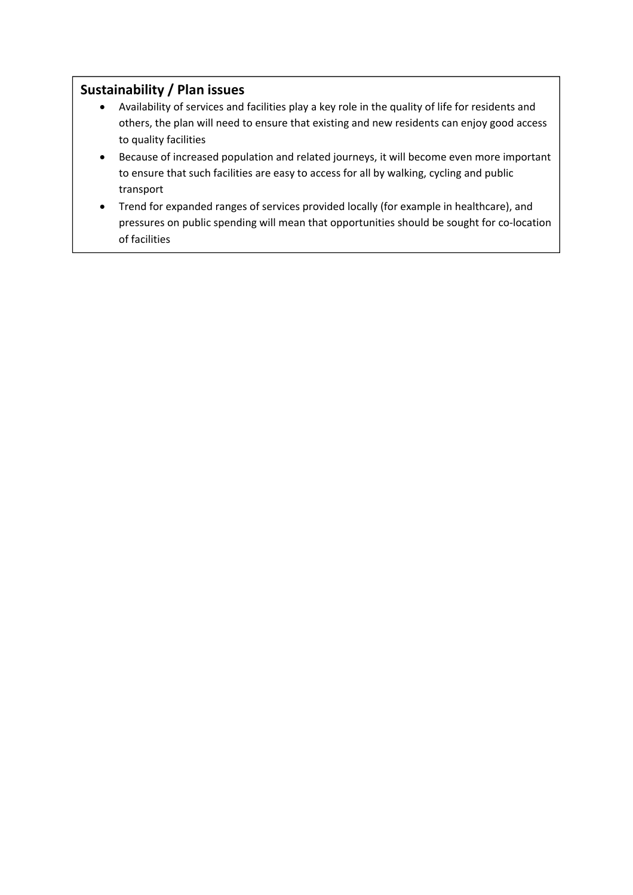## Sustainability / Plan issues

- Availability of services and facilities play a key role in the quality of life for residents and others, the plan will need to ensure that existing and new residents can enjoy good access to quality facilities
- Because of increased population and related journeys, it will become even more important to ensure that such facilities are easy to access for all by walking, cycling and public transport
- Trend for expanded ranges of services provided locally (for example in healthcare), and pressures on public spending will mean that opportunities should be sought for co-location of facilities